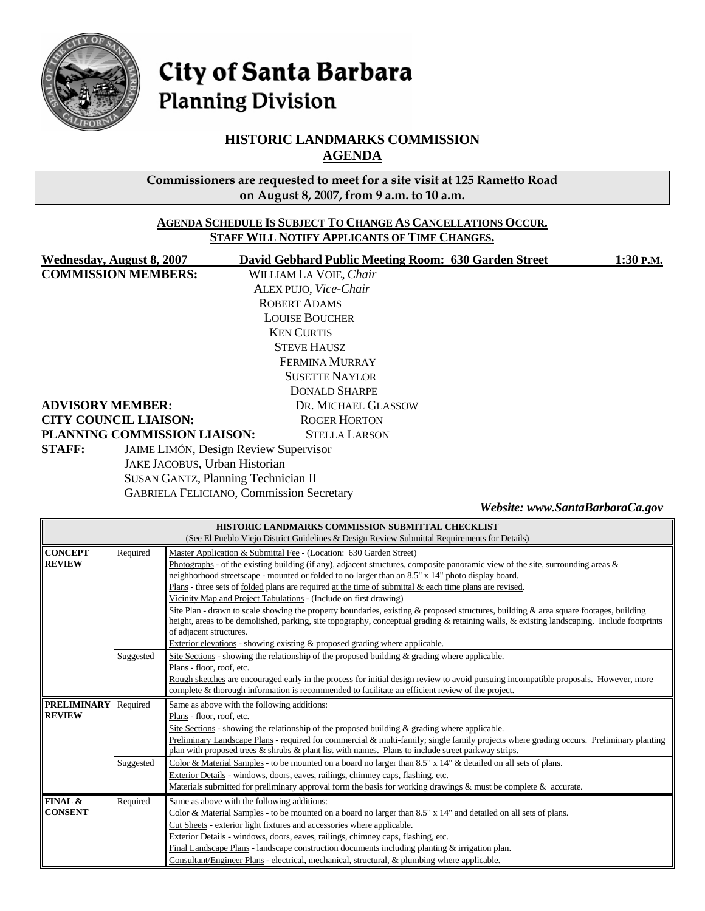# City of Santa Barbara
## Planning Division

## HISTORIC LANDMARKS COMMISSION
## AGENDA

**Commissioners are requested to meet for a site visit at 125 Rametto Road on August 8, 2007, from 9 a.m. to 10 a.m.**

**AGENDA SCHEDULE IS SUBJECT TO CHANGE AS CANCELLATIONS OCCUR. STAFF WILL NOTIFY APPLICANTS OF TIME CHANGES.**

**Wednesday, August 8, 2007** **David Gebhard Public Meeting Room: 630 Garden Street** **1:30 P.M.**

**COMMISSION MEMBERS:**
WILLIAM LA VOIE, *Chair*
ALEX PUJO, *Vice-Chair*
ROBERT ADAMS
LOUISE BOUCHER
KEN CURTIS
STEVE HAUSZ
FERMINA MURRAY
SUSETTE NAYLOR
DONALD SHARPE

**ADVISORY MEMBER:** DR. MICHAEL GLASSOW
**CITY COUNCIL LIAISON:** ROGER HORTON
**PLANNING COMMISSION LIAISON:** STELLA LARSON
**STAFF:**
JAIME LIMÓN, Design Review Supervisor
JAKE JACOBUS, Urban Historian
SUSAN GANTZ, Planning Technician II
GABRIELA FELICIANO, Commission Secretary

*Website: www.SantaBarbaraCa.gov*

**HISTORIC LANDMARKS COMMISSION SUBMITTAL CHECKLIST**
(See El Pueblo Viejo District Guidelines & Design Review Submittal Requirements for Details)

| | | |
|---|---|---|
| **CONCEPT REVIEW** | Required | Master Application & Submittal Fee - (Location: 630 Garden Street)<br>Photographs - of the existing building (if any), adjacent structures, composite panoramic view of the site, surrounding areas & neighborhood streetscape - mounted or folded to no larger than an 8.5" x 14" photo display board.<br>Plans - three sets of folded plans are required at the time of submittal & each time plans are revised.<br>Vicinity Map and Project Tabulations - (Include on first drawing)<br>Site Plan - drawn to scale showing the property boundaries, existing & proposed structures, building & area square footages, building height, areas to be demolished, parking, site topography, conceptual grading & retaining walls, & existing landscaping. Include footprints of adjacent structures.<br>Exterior elevations - showing existing & proposed grading where applicable. |
| | Suggested | Site Sections - showing the relationship of the proposed building & grading where applicable.<br>Plans - floor, roof, etc.<br>Rough sketches are encouraged early in the process for initial design review to avoid pursuing incompatible proposals. However, more complete & thorough information is recommended to facilitate an efficient review of the project. |
| **PRELIMINARY REVIEW** | Required | Same as above with the following additions:<br>Plans - floor, roof, etc.<br>Site Sections - showing the relationship of the proposed building & grading where applicable.<br>Preliminary Landscape Plans - required for commercial & multi-family; single family projects where grading occurs. Preliminary planting plan with proposed trees & shrubs & plant list with names. Plans to include street parkway strips. |
| | Suggested | Color & Material Samples - to be mounted on a board no larger than 8.5" x 14" & detailed on all sets of plans.<br>Exterior Details - windows, doors, eaves, railings, chimney caps, flashing, etc.<br>Materials submitted for preliminary approval form the basis for working drawings & must be complete & accurate. |
| **FINAL & CONSENT** | Required | Same as above with the following additions:<br>Color & Material Samples - to be mounted on a board no larger than 8.5" x 14" and detailed on all sets of plans.<br>Cut Sheets - exterior light fixtures and accessories where applicable.<br>Exterior Details - windows, doors, eaves, railings, chimney caps, flashing, etc.<br>Final Landscape Plans - landscape construction documents including planting & irrigation plan.<br>Consultant/Engineer Plans - electrical, mechanical, structural, & plumbing where applicable. |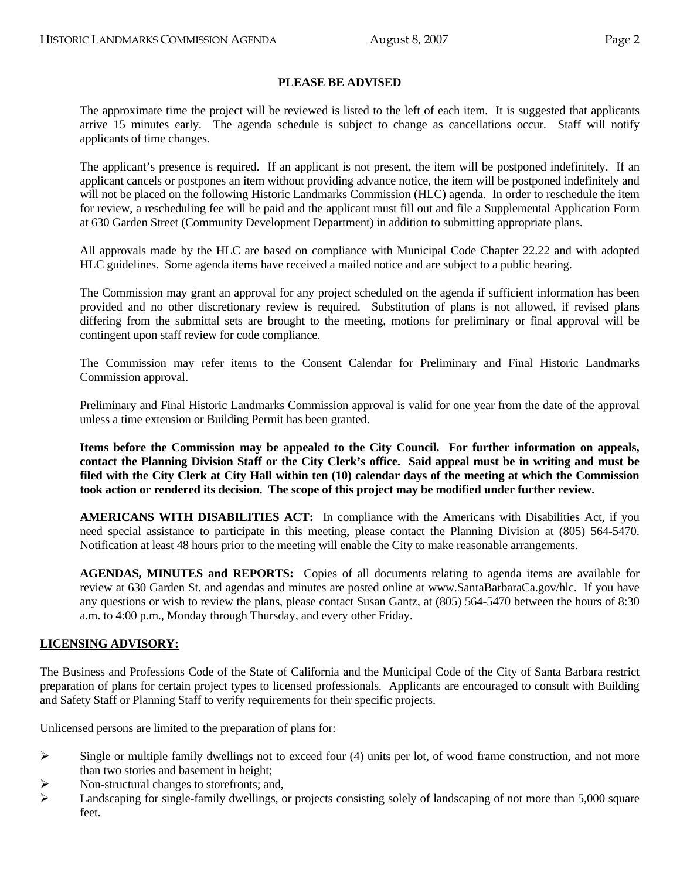**PLEASE BE ADVISED**

The approximate time the project will be reviewed is listed to the left of each item. It is suggested that applicants arrive 15 minutes early. The agenda schedule is subject to change as cancellations occur. Staff will notify applicants of time changes.

The applicant's presence is required. If an applicant is not present, the item will be postponed indefinitely. If an applicant cancels or postpones an item without providing advance notice, the item will be postponed indefinitely and will not be placed on the following Historic Landmarks Commission (HLC) agenda. In order to reschedule the item for review, a rescheduling fee will be paid and the applicant must fill out and file a Supplemental Application Form at 630 Garden Street (Community Development Department) in addition to submitting appropriate plans.

All approvals made by the HLC are based on compliance with Municipal Code Chapter 22.22 and with adopted HLC guidelines. Some agenda items have received a mailed notice and are subject to a public hearing.

The Commission may grant an approval for any project scheduled on the agenda if sufficient information has been provided and no other discretionary review is required. Substitution of plans is not allowed, if revised plans differing from the submittal sets are brought to the meeting, motions for preliminary or final approval will be contingent upon staff review for code compliance.

The Commission may refer items to the Consent Calendar for Preliminary and Final Historic Landmarks Commission approval.

Preliminary and Final Historic Landmarks Commission approval is valid for one year from the date of the approval unless a time extension or Building Permit has been granted.

**Items before the Commission may be appealed to the City Council. For further information on appeals, contact the Planning Division Staff or the City Clerk's office. Said appeal must be in writing and must be filed with the City Clerk at City Hall within ten (10) calendar days of the meeting at which the Commission took action or rendered its decision. The scope of this project may be modified under further review.**

**AMERICANS WITH DISABILITIES ACT:** In compliance with the Americans with Disabilities Act, if you need special assistance to participate in this meeting, please contact the Planning Division at (805) 564-5470. Notification at least 48 hours prior to the meeting will enable the City to make reasonable arrangements.

**AGENDAS, MINUTES and REPORTS:** Copies of all documents relating to agenda items are available for review at 630 Garden St. and agendas and minutes are posted online at www.SantaBarbaraCa.gov/hlc. If you have any questions or wish to review the plans, please contact Susan Gantz, at (805) 564-5470 between the hours of 8:30 a.m. to 4:00 p.m., Monday through Thursday, and every other Friday.

**LICENSING ADVISORY:**

The Business and Professions Code of the State of California and the Municipal Code of the City of Santa Barbara restrict preparation of plans for certain project types to licensed professionals. Applicants are encouraged to consult with Building and Safety Staff or Planning Staff to verify requirements for their specific projects.

Unlicensed persons are limited to the preparation of plans for:

- Single or multiple family dwellings not to exceed four (4) units per lot, of wood frame construction, and not more than two stories and basement in height;
- Non-structural changes to storefronts; and,
- Landscaping for single-family dwellings, or projects consisting solely of landscaping of not more than 5,000 square feet.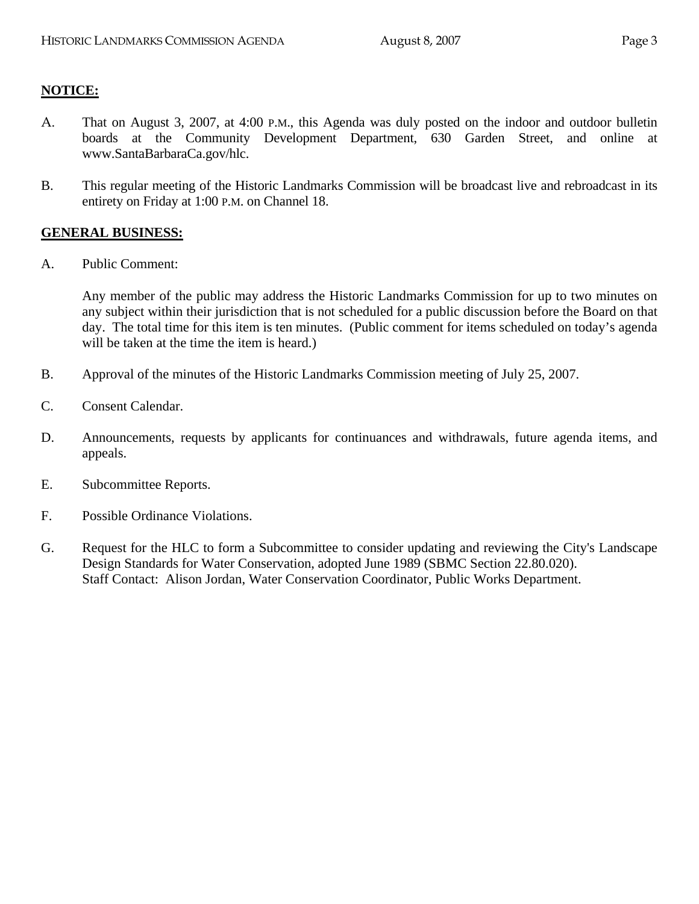**NOTICE:**

A. That on August 3, 2007, at 4:00 P.M., this Agenda was duly posted on the indoor and outdoor bulletin boards at the Community Development Department, 630 Garden Street, and online at www.SantaBarbaraCa.gov/hlc.

B. This regular meeting of the Historic Landmarks Commission will be broadcast live and rebroadcast in its entirety on Friday at 1:00 P.M. on Channel 18.

**GENERAL BUSINESS:**

A. Public Comment:

Any member of the public may address the Historic Landmarks Commission for up to two minutes on any subject within their jurisdiction that is not scheduled for a public discussion before the Board on that day. The total time for this item is ten minutes. (Public comment for items scheduled on today's agenda will be taken at the time the item is heard.)

B. Approval of the minutes of the Historic Landmarks Commission meeting of July 25, 2007.

C. Consent Calendar.

D. Announcements, requests by applicants for continuances and withdrawals, future agenda items, and appeals.

E. Subcommittee Reports.

F. Possible Ordinance Violations.

G. Request for the HLC to form a Subcommittee to consider updating and reviewing the City's Landscape Design Standards for Water Conservation, adopted June 1989 (SBMC Section 22.80.020).
Staff Contact: Alison Jordan, Water Conservation Coordinator, Public Works Department.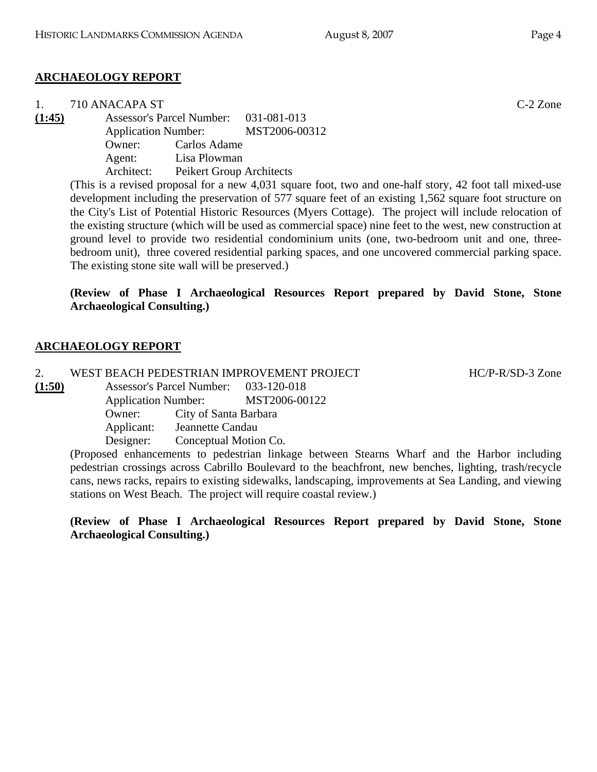## ARCHAEOLOGY REPORT

1. 710 ANACAPA ST C-2 Zone

**(1:45)**

Assessor's Parcel Number: 031-081-013
Application Number: MST2006-00312
Owner: Carlos Adame
Agent: Lisa Plowman
Architect: Peikert Group Architects

(This is a revised proposal for a new 4,031 square foot, two and one-half story, 42 foot tall mixed-use development including the preservation of 577 square feet of an existing 1,562 square foot structure on the City's List of Potential Historic Resources (Myers Cottage). The project will include relocation of the existing structure (which will be used as commercial space) nine feet to the west, new construction at ground level to provide two residential condominium units (one, two-bedroom unit and one, three-bedroom unit), three covered residential parking spaces, and one uncovered commercial parking space. The existing stone site wall will be preserved.)

**(Review of Phase I Archaeological Resources Report prepared by David Stone, Stone Archaeological Consulting.)**

## ARCHAEOLOGY REPORT

2. WEST BEACH PEDESTRIAN IMPROVEMENT PROJECT HC/P-R/SD-3 Zone

**(1:50)**

Assessor's Parcel Number: 033-120-018
Application Number: MST2006-00122
Owner: City of Santa Barbara
Applicant: Jeannette Candau
Designer: Conceptual Motion Co.

(Proposed enhancements to pedestrian linkage between Stearns Wharf and the Harbor including pedestrian crossings across Cabrillo Boulevard to the beachfront, new benches, lighting, trash/recycle cans, news racks, repairs to existing sidewalks, landscaping, improvements at Sea Landing, and viewing stations on West Beach. The project will require coastal review.)

**(Review of Phase I Archaeological Resources Report prepared by David Stone, Stone Archaeological Consulting.)**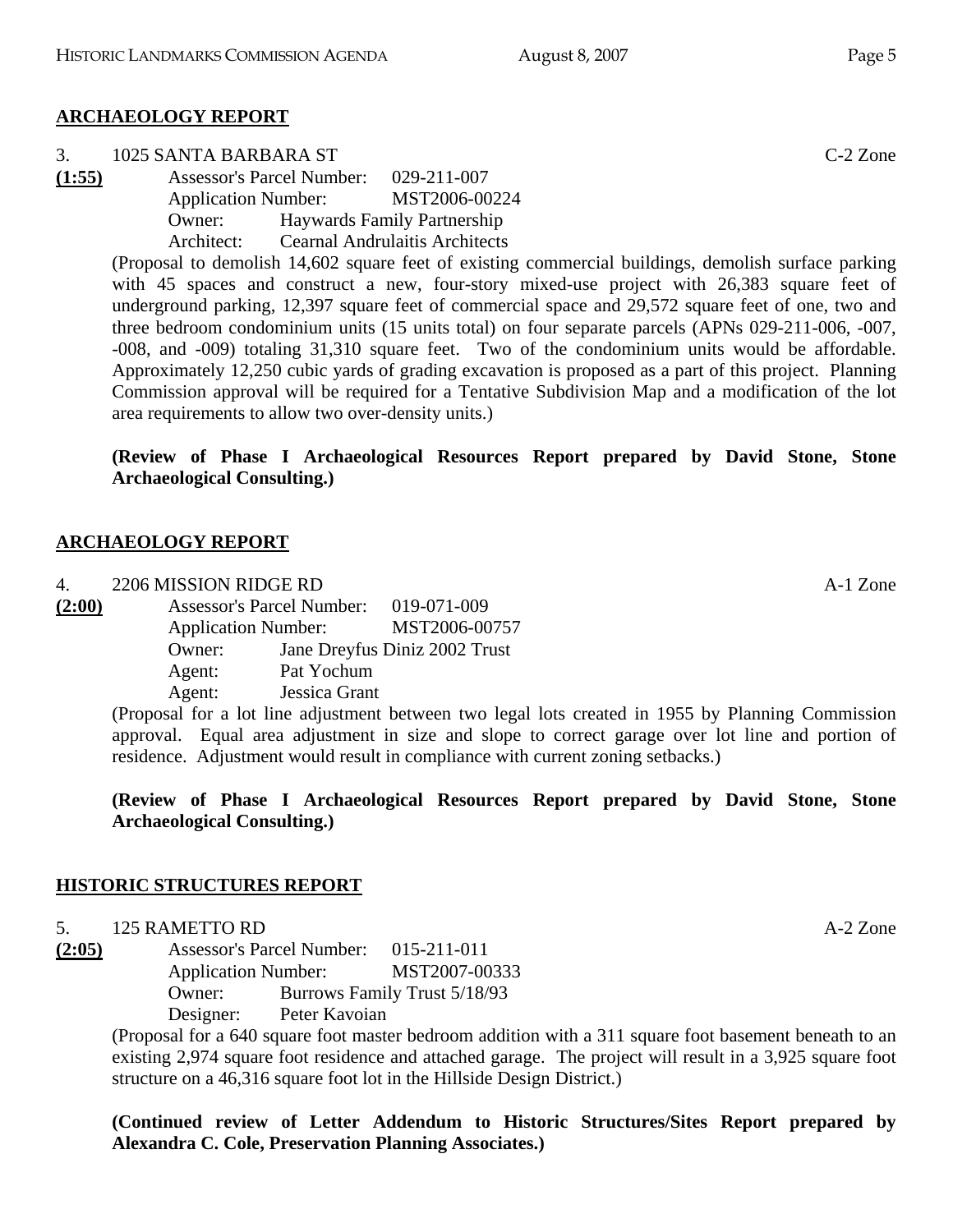## ARCHAEOLOGY REPORT

3. 1025 SANTA BARBARA ST C-2 Zone

**(1:55)**
Assessor's Parcel Number: 029-211-007
Application Number: MST2006-00224
Owner: Haywards Family Partnership
Architect: Cearnal Andrulaitis Architects

(Proposal to demolish 14,602 square feet of existing commercial buildings, demolish surface parking with 45 spaces and construct a new, four-story mixed-use project with 26,383 square feet of underground parking, 12,397 square feet of commercial space and 29,572 square feet of one, two and three bedroom condominium units (15 units total) on four separate parcels (APNs 029-211-006, -007, -008, and -009) totaling 31,310 square feet. Two of the condominium units would be affordable. Approximately 12,250 cubic yards of grading excavation is proposed as a part of this project. Planning Commission approval will be required for a Tentative Subdivision Map and a modification of the lot area requirements to allow two over-density units.)

**(Review of Phase I Archaeological Resources Report prepared by David Stone, Stone Archaeological Consulting.)**

## ARCHAEOLOGY REPORT

4. 2206 MISSION RIDGE RD A-1 Zone

**(2:00)**
Assessor's Parcel Number: 019-071-009
Application Number: MST2006-00757
Owner: Jane Dreyfus Diniz 2002 Trust
Agent: Pat Yochum
Agent: Jessica Grant

(Proposal for a lot line adjustment between two legal lots created in 1955 by Planning Commission approval. Equal area adjustment in size and slope to correct garage over lot line and portion of residence. Adjustment would result in compliance with current zoning setbacks.)

**(Review of Phase I Archaeological Resources Report prepared by David Stone, Stone Archaeological Consulting.)**

## HISTORIC STRUCTURES REPORT

5. 125 RAMETTO RD A-2 Zone

**(2:05)**
Assessor's Parcel Number: 015-211-011
Application Number: MST2007-00333
Owner: Burrows Family Trust 5/18/93
Designer: Peter Kavoian

(Proposal for a 640 square foot master bedroom addition with a 311 square foot basement beneath to an existing 2,974 square foot residence and attached garage. The project will result in a 3,925 square foot structure on a 46,316 square foot lot in the Hillside Design District.)

**(Continued review of Letter Addendum to Historic Structures/Sites Report prepared by Alexandra C. Cole, Preservation Planning Associates.)**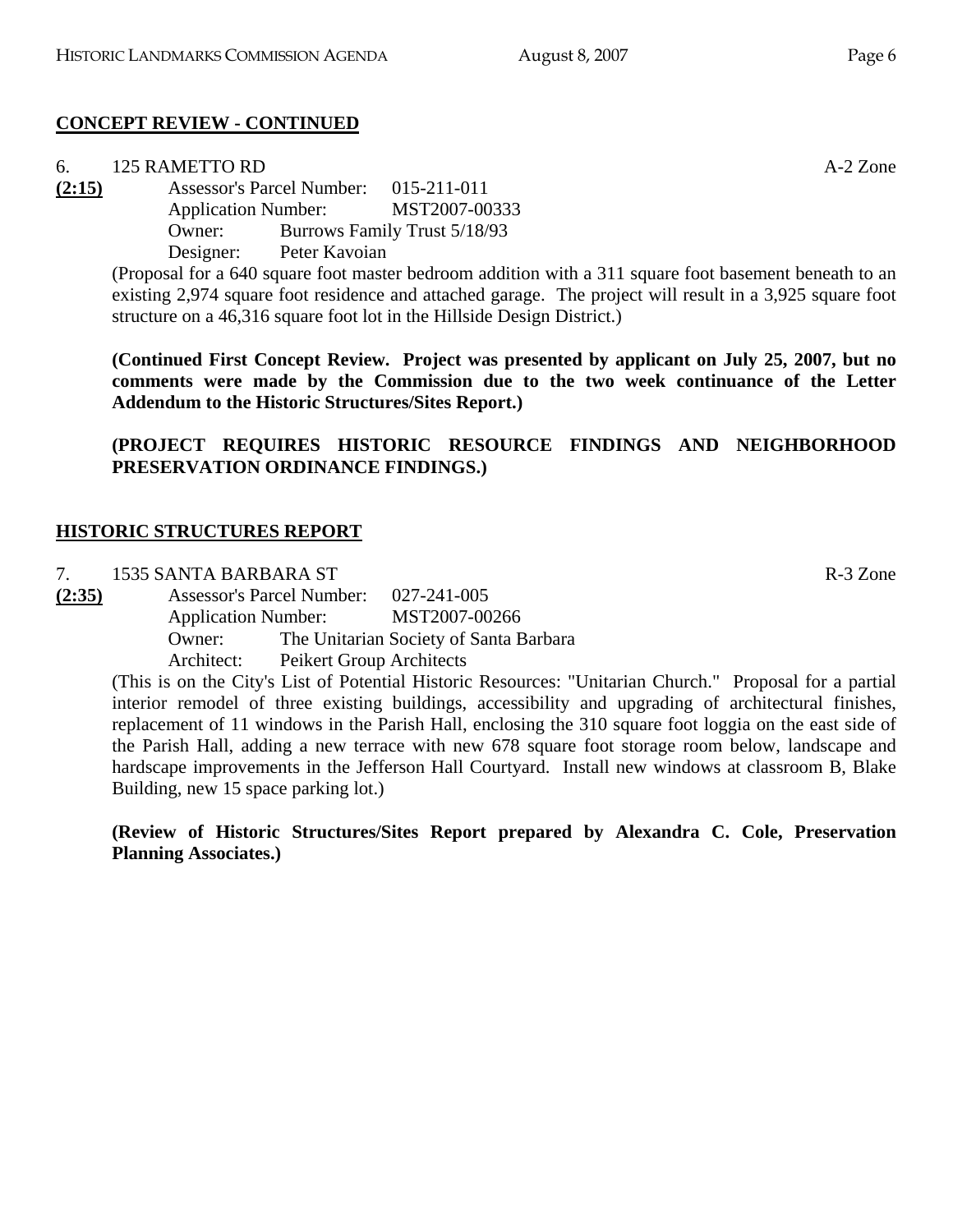## CONCEPT REVIEW - CONTINUED

6. 125 RAMETTO RD A-2 Zone

**(2:15)** Assessor's Parcel Number: 015-211-011
Application Number: MST2007-00333
Owner: Burrows Family Trust 5/18/93
Designer: Peter Kavoian

(Proposal for a 640 square foot master bedroom addition with a 311 square foot basement beneath to an existing 2,974 square foot residence and attached garage. The project will result in a 3,925 square foot structure on a 46,316 square foot lot in the Hillside Design District.)

**(Continued First Concept Review. Project was presented by applicant on July 25, 2007, but no comments were made by the Commission due to the two week continuance of the Letter Addendum to the Historic Structures/Sites Report.)**

**(PROJECT REQUIRES HISTORIC RESOURCE FINDINGS AND NEIGHBORHOOD PRESERVATION ORDINANCE FINDINGS.)**

## HISTORIC STRUCTURES REPORT

7. 1535 SANTA BARBARA ST R-3 Zone

**(2:35)** Assessor's Parcel Number: 027-241-005
Application Number: MST2007-00266
Owner: The Unitarian Society of Santa Barbara
Architect: Peikert Group Architects

(This is on the City's List of Potential Historic Resources: "Unitarian Church." Proposal for a partial interior remodel of three existing buildings, accessibility and upgrading of architectural finishes, replacement of 11 windows in the Parish Hall, enclosing the 310 square foot loggia on the east side of the Parish Hall, adding a new terrace with new 678 square foot storage room below, landscape and hardscape improvements in the Jefferson Hall Courtyard. Install new windows at classroom B, Blake Building, new 15 space parking lot.)

**(Review of Historic Structures/Sites Report prepared by Alexandra C. Cole, Preservation Planning Associates.)**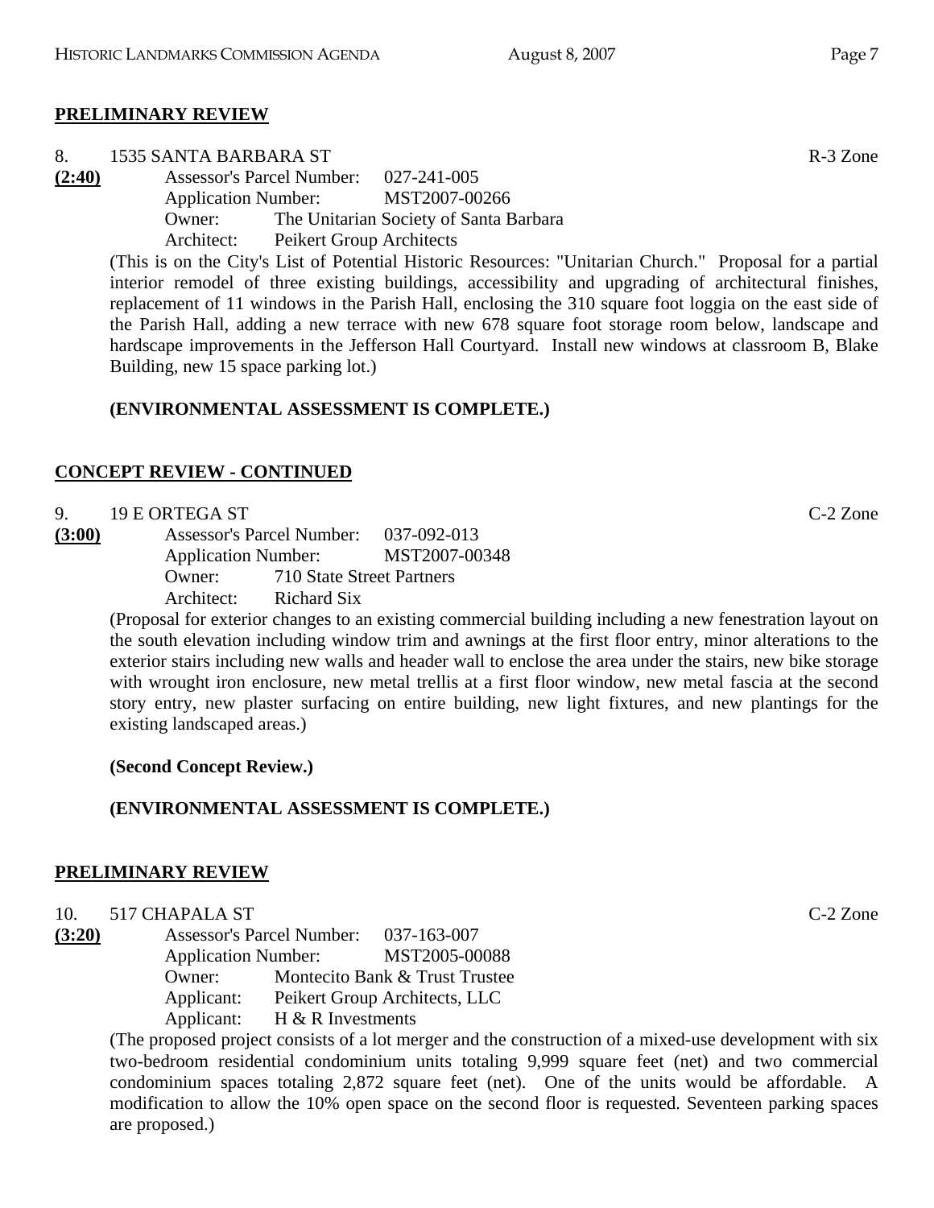## PRELIMINARY REVIEW

8. 1535 SANTA BARBARA ST — R-3 Zone

**(2:40)**

Assessor's Parcel Number: 027-241-005
Application Number: MST2007-00266
Owner: The Unitarian Society of Santa Barbara
Architect: Peikert Group Architects

(This is on the City's List of Potential Historic Resources: "Unitarian Church." Proposal for a partial interior remodel of three existing buildings, accessibility and upgrading of architectural finishes, replacement of 11 windows in the Parish Hall, enclosing the 310 square foot loggia on the east side of the Parish Hall, adding a new terrace with new 678 square foot storage room below, landscape and hardscape improvements in the Jefferson Hall Courtyard. Install new windows at classroom B, Blake Building, new 15 space parking lot.)

**(ENVIRONMENTAL ASSESSMENT IS COMPLETE.)**

## CONCEPT REVIEW - CONTINUED

9. 19 E ORTEGA ST — C-2 Zone

**(3:00)**

Assessor's Parcel Number: 037-092-013
Application Number: MST2007-00348
Owner: 710 State Street Partners
Architect: Richard Six

(Proposal for exterior changes to an existing commercial building including a new fenestration layout on the south elevation including window trim and awnings at the first floor entry, minor alterations to the exterior stairs including new walls and header wall to enclose the area under the stairs, new bike storage with wrought iron enclosure, new metal trellis at a first floor window, new metal fascia at the second story entry, new plaster surfacing on entire building, new light fixtures, and new plantings for the existing landscaped areas.)

**(Second Concept Review.)**

**(ENVIRONMENTAL ASSESSMENT IS COMPLETE.)**

## PRELIMINARY REVIEW

10. 517 CHAPALA ST — C-2 Zone

**(3:20)**

Assessor's Parcel Number: 037-163-007
Application Number: MST2005-00088
Owner: Montecito Bank & Trust Trustee
Applicant: Peikert Group Architects, LLC
Applicant: H & R Investments

(The proposed project consists of a lot merger and the construction of a mixed-use development with six two-bedroom residential condominium units totaling 9,999 square feet (net) and two commercial condominium spaces totaling 2,872 square feet (net). One of the units would be affordable. A modification to allow the 10% open space on the second floor is requested. Seventeen parking spaces are proposed.)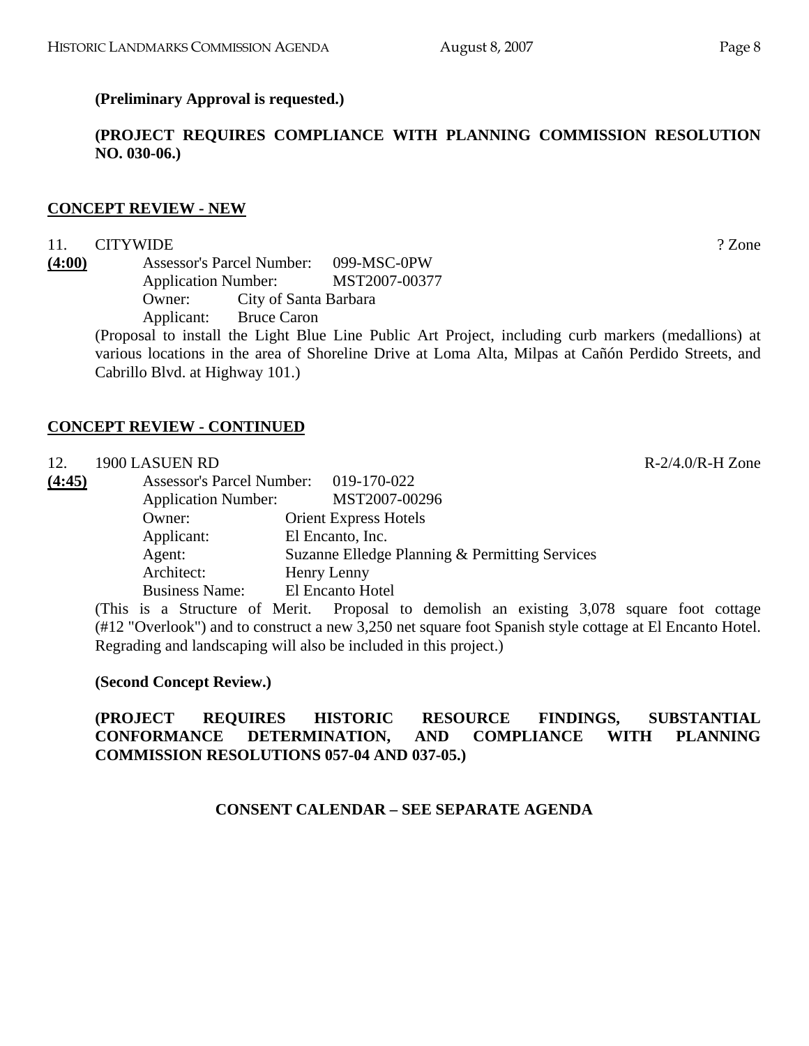**(Preliminary Approval is requested.)**

**(PROJECT REQUIRES COMPLIANCE WITH PLANNING COMMISSION RESOLUTION NO. 030-06.)**

## CONCEPT REVIEW - NEW

11. CITYWIDE ? Zone

**(4:00)**

Assessor's Parcel Number: 099-MSC-0PW
Application Number: MST2007-00377
Owner: City of Santa Barbara
Applicant: Bruce Caron

(Proposal to install the Light Blue Line Public Art Project, including curb markers (medallions) at various locations in the area of Shoreline Drive at Loma Alta, Milpas at Cañón Perdido Streets, and Cabrillo Blvd. at Highway 101.)

## CONCEPT REVIEW - CONTINUED

12. 1900 LASUEN RD R-2/4.0/R-H Zone

**(4:45)**

Assessor's Parcel Number: 019-170-022
Application Number: MST2007-00296
Owner: Orient Express Hotels
Applicant: El Encanto, Inc.
Agent: Suzanne Elledge Planning & Permitting Services
Architect: Henry Lenny
Business Name: El Encanto Hotel

(This is a Structure of Merit. Proposal to demolish an existing 3,078 square foot cottage (#12 "Overlook") and to construct a new 3,250 net square foot Spanish style cottage at El Encanto Hotel. Regrading and landscaping will also be included in this project.)

**(Second Concept Review.)**

**(PROJECT REQUIRES HISTORIC RESOURCE FINDINGS, SUBSTANTIAL CONFORMANCE DETERMINATION, AND COMPLIANCE WITH PLANNING COMMISSION RESOLUTIONS 057-04 AND 037-05.)**

**CONSENT CALENDAR – SEE SEPARATE AGENDA**